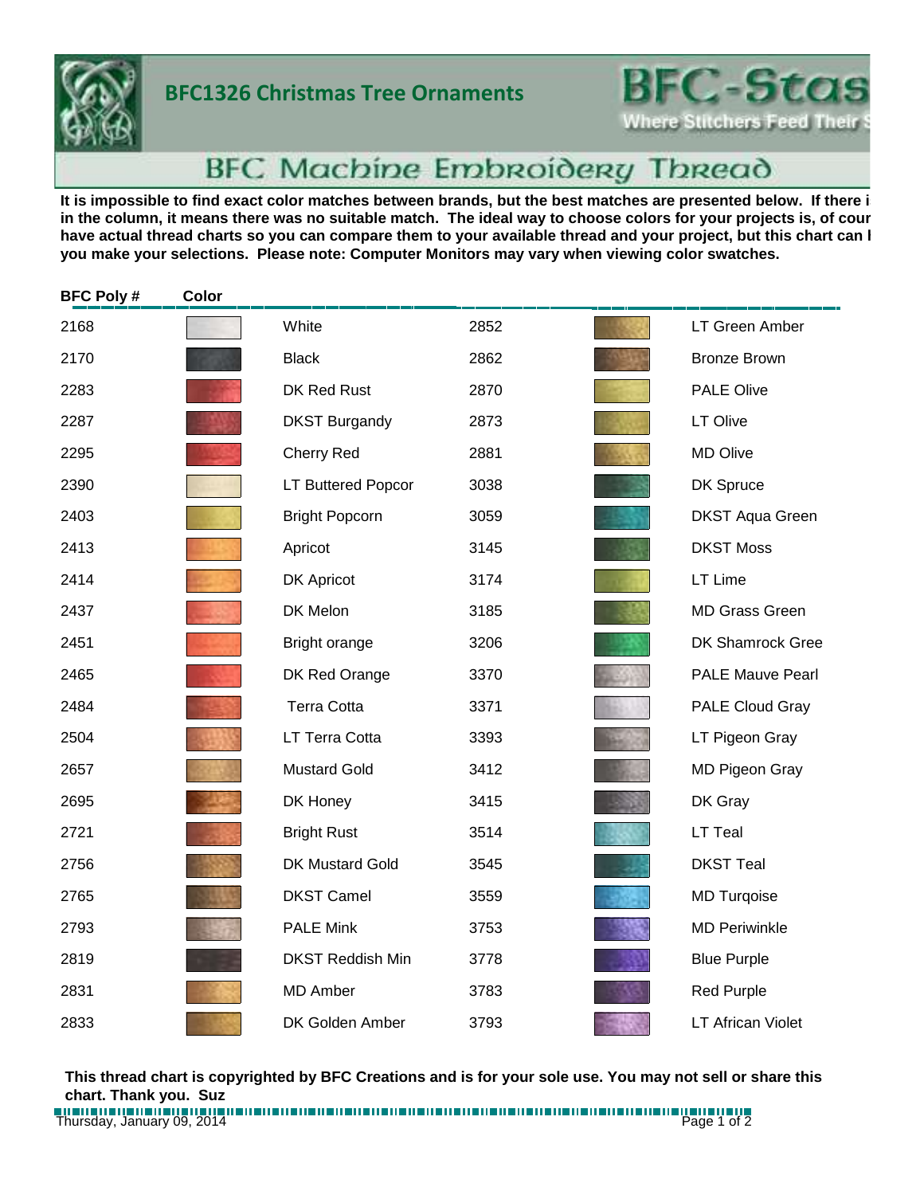# BFC1326 Christmas Tree Ornaments

BFC-Stas
Where Stitchers Feed Their S

## BFC Machine Embroidery Thread

**It is impossible to find exact color matches between brands, but the best matches are presented below. If there i in the column, it means there was no suitable match. The ideal way to choose colors for your projects is, of cour have actual thread charts so you can compare them to your available thread and your project, but this chart can l you make your selections. Please note: Computer Monitors may vary when viewing color swatches.**

| BFC Poly # | Color | | | | |
|---|---|---|---|---|---|
| 2168 | | White | 2852 | | LT Green Amber |
| 2170 | | Black | 2862 | | Bronze Brown |
| 2283 | | DK Red Rust | 2870 | | PALE Olive |
| 2287 | | DKST Burgandy | 2873 | | LT Olive |
| 2295 | | Cherry Red | 2881 | | MD Olive |
| 2390 | | LT Buttered Popcor | 3038 | | DK Spruce |
| 2403 | | Bright Popcorn | 3059 | | DKST Aqua Green |
| 2413 | | Apricot | 3145 | | DKST Moss |
| 2414 | | DK Apricot | 3174 | | LT Lime |
| 2437 | | DK Melon | 3185 | | MD Grass Green |
| 2451 | | Bright orange | 3206 | | DK Shamrock Gree |
| 2465 | | DK Red Orange | 3370 | | PALE Mauve Pearl |
| 2484 | | Terra Cotta | 3371 | | PALE Cloud Gray |
| 2504 | | LT Terra Cotta | 3393 | | LT Pigeon Gray |
| 2657 | | Mustard Gold | 3412 | | MD Pigeon Gray |
| 2695 | | DK Honey | 3415 | | DK Gray |
| 2721 | | Bright Rust | 3514 | | LT Teal |
| 2756 | | DK Mustard Gold | 3545 | | DKST Teal |
| 2765 | | DKST Camel | 3559 | | MD Turqoise |
| 2793 | | PALE Mink | 3753 | | MD Periwinkle |
| 2819 | | DKST Reddish Min | 3778 | | Blue Purple |
| 2831 | | MD Amber | 3783 | | Red Purple |
| 2833 | | DK Golden Amber | 3793 | | LT African Violet |

**This thread chart is copyrighted by BFC Creations and is for your sole use. You may not sell or share this chart. Thank you. Suz**

Thursday, January 09, 2014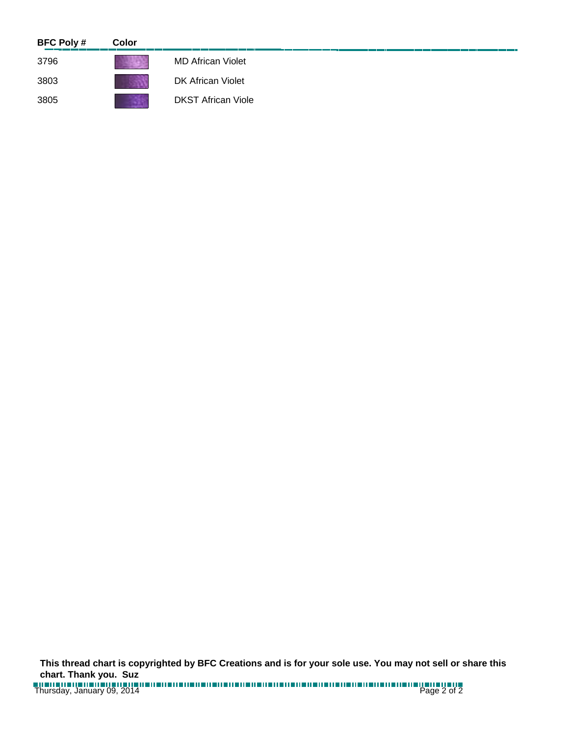| BFC Poly # | Color | |
|---|---|---|
| 3796 | | MD African Violet |
| 3803 | | DK African Violet |
| 3805 | | DKST African Viole |

**This thread chart is copyrighted by BFC Creations and is for your sole use. You may not sell or share this chart. Thank you. Suz**

Thursday, January 09, 2014